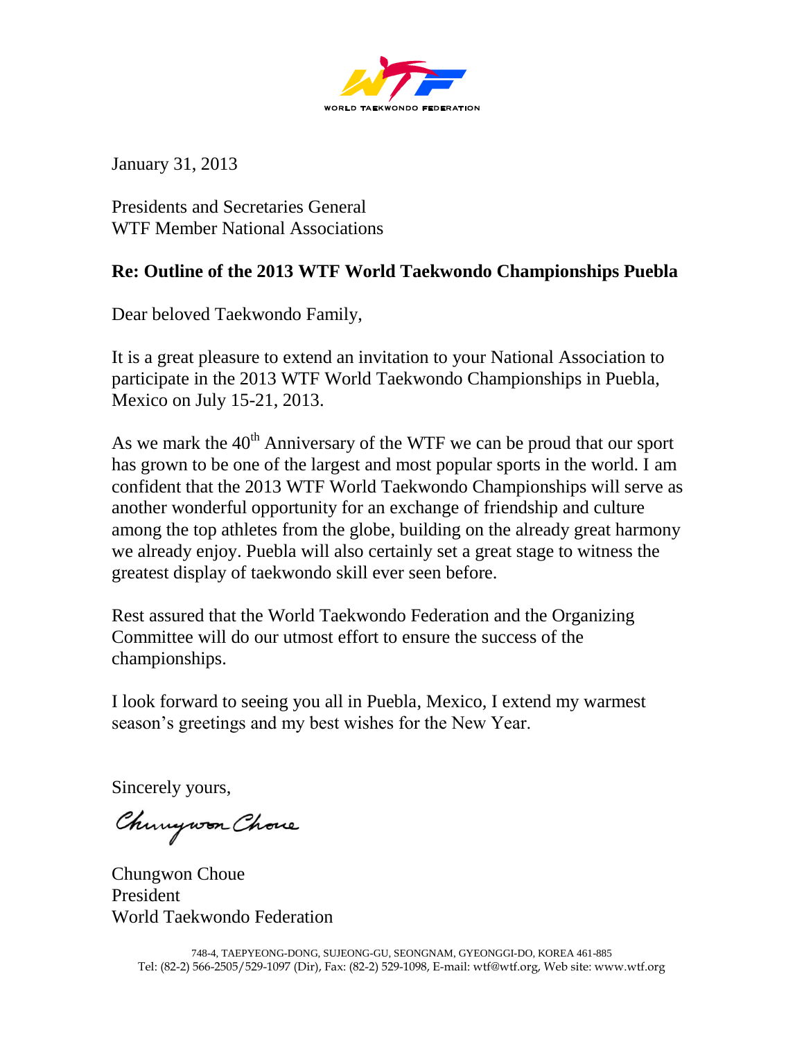WORLD TAEKWONDO FEDERATION

January 31, 2013

Presidents and Secretaries General
WTF Member National Associations

**Re: Outline of the 2013 WTF World Taekwondo Championships Puebla**

Dear beloved Taekwondo Family,

It is a great pleasure to extend an invitation to your National Association to participate in the 2013 WTF World Taekwondo Championships in Puebla, Mexico on July 15-21, 2013.

As we mark the 40th Anniversary of the WTF we can be proud that our sport has grown to be one of the largest and most popular sports in the world. I am confident that the 2013 WTF World Taekwondo Championships will serve as another wonderful opportunity for an exchange of friendship and culture among the top athletes from the globe, building on the already great harmony we already enjoy. Puebla will also certainly set a great stage to witness the greatest display of taekwondo skill ever seen before.

Rest assured that the World Taekwondo Federation and the Organizing Committee will do our utmost effort to ensure the success of the championships.

I look forward to seeing you all in Puebla, Mexico, I extend my warmest season's greetings and my best wishes for the New Year.

Sincerely yours,

Chungwon Choue

Chungwon Choue
President
World Taekwondo Federation

748-4, TAEPYEONG-DONG, SUJEONG-GU, SEONGNAM, GYEONGGI-DO, KOREA 461-885
Tel: (82-2) 566-2505/529-1097 (Dir), Fax: (82-2) 529-1098, E-mail: wtf@wtf.org, Web site: www.wtf.org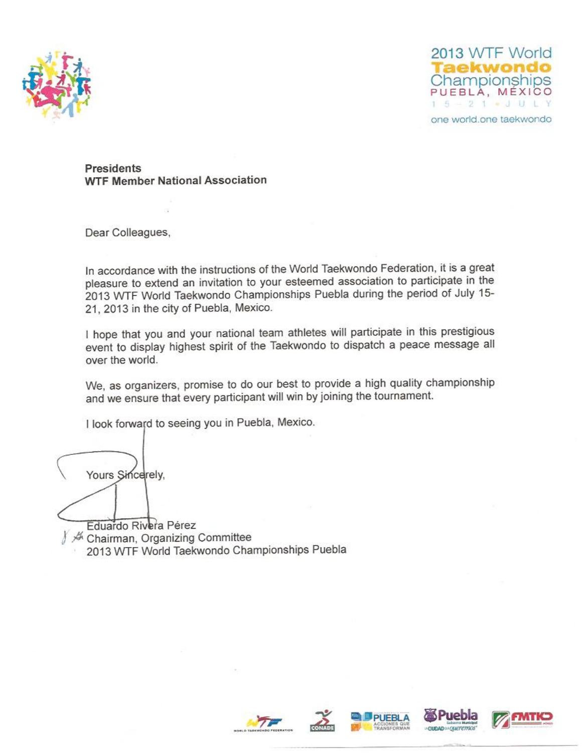2013 WTF World **Taekwondo** Championships
PUEBLA, MÉXICO
15 - 21 • JULY
one world.one taekwondo

**Presidents**
**WTF Member National Association**

Dear Colleagues,

In accordance with the instructions of the World Taekwondo Federation, it is a great pleasure to extend an invitation to your esteemed association to participate in the 2013 WTF World Taekwondo Championships Puebla during the period of July 15-21, 2013 in the city of Puebla, Mexico.

I hope that you and your national team athletes will participate in this prestigious event to display highest spirit of the Taekwondo to dispatch a peace message all over the world.

We, as organizers, promise to do our best to provide a high quality championship and we ensure that every participant will win by joining the tournament.

I look forward to seeing you in Puebla, Mexico.

Yours Sincerely,

Eduardo Rivera Pérez
Chairman, Organizing Committee
2013 WTF World Taekwondo Championships Puebla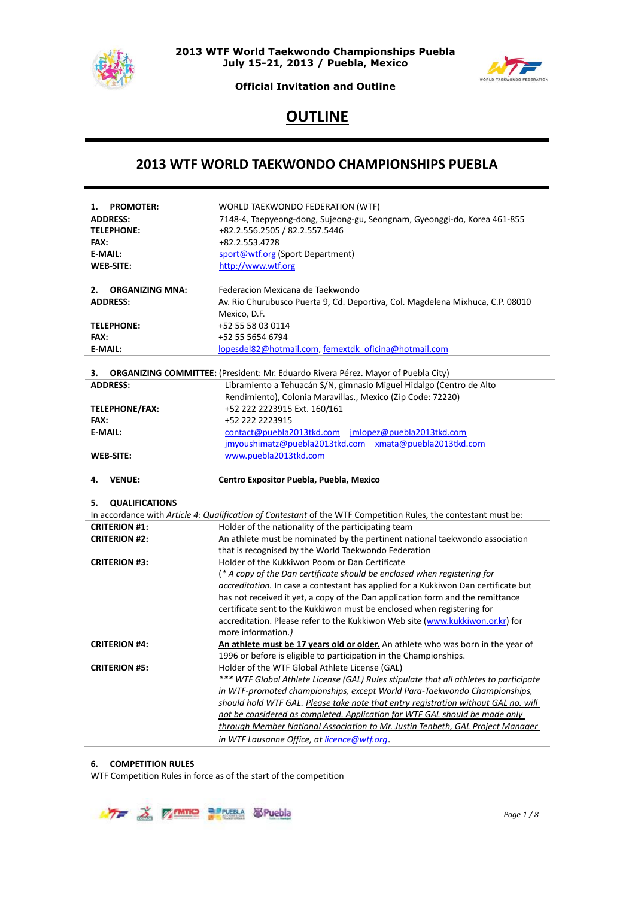# OUTLINE

## 2013 WTF WORLD TAEKWONDO CHAMPIONSHIPS PUEBLA

| | |
|---|---|
| **1. PROMOTER:** | WORLD TAEKWONDO FEDERATION (WTF) |
| **ADDRESS:** | 7148-4, Taepyeong-dong, Sujeong-gu, Seongnam, Gyeonggi-do, Korea 461-855 |
| **TELEPHONE:** | +82.2.556.2505 / 82.2.557.5446 |
| **FAX:** | +82.2.553.4728 |
| **E-MAIL:** | sport@wtf.org (Sport Department) |
| **WEB-SITE:** | http://www.wtf.org |
| **2. ORGANIZING MNA:** | Federacion Mexicana de Taekwondo |
| **ADDRESS:** | Av. Rio Churubusco Puerta 9, Cd. Deportiva, Col. Magdelena Mixhuca, C.P. 08010 Mexico, D.F. |
| **TELEPHONE:** | +52 55 58 03 0114 |
| **FAX:** | +52 55 5654 6794 |
| **E-MAIL:** | lopesdel82@hotmail.com, femextdk_oficina@hotmail.com |

**3. ORGANIZING COMMITTEE:** (President: Mr. Eduardo Rivera Pérez. Mayor of Puebla City)

| | |
|---|---|
| **ADDRESS:** | Libramiento a Tehuacán S/N, gimnasio Miguel Hidalgo (Centro de Alto Rendimiento), Colonia Maravillas., Mexico (Zip Code: 72220) |
| **TELEPHONE/FAX:** | +52 222 2223915 Ext. 160/161 |
| **FAX:** | +52 222 2223915 |
| **E-MAIL:** | contact@puebla2013tkd.com jmlopez@puebla2013tkd.com jmyoushimatz@puebla2013tkd.com xmata@puebla2013tkd.com |
| **WEB-SITE:** | www.puebla2013tkd.com |

**4. VENUE:** **Centro Expositor Puebla, Puebla, Mexico**

**5. QUALIFICATIONS**

In accordance with *Article 4: Qualification of Contestant* of the WTF Competition Rules, the contestant must be:

| | |
|---|---|
| **CRITERION #1:** | Holder of the nationality of the participating team |
| **CRITERION #2:** | An athlete must be nominated by the pertinent national taekwondo association that is recognised by the World Taekwondo Federation |
| **CRITERION #3:** | Holder of the Kukkiwon Poom or Dan Certificate (*\* A copy of the Dan certificate should be enclosed when registering for accreditation.* In case a contestant has applied for a Kukkiwon Dan certificate but has not received it yet, a copy of the Dan application form and the remittance certificate sent to the Kukkiwon must be enclosed when registering for accreditation. Please refer to the Kukkiwon Web site (www.kukkiwon.or.kr) for more information.) |
| **CRITERION #4:** | **An athlete must be 17 years old or older.** An athlete who was born in the year of 1996 or before is eligible to participation in the Championships. |
| **CRITERION #5:** | Holder of the WTF Global Athlete License (GAL) *\*\*\* WTF Global Athlete License (GAL) Rules stipulate that all athletes to participate in WTF-promoted championships, except World Para-Taekwondo Championships, should hold WTF GAL. Please take note that entry registration without GAL no. will not be considered as completed. Application for WTF GAL should be made only through Member National Association to Mr. Justin Tenbeth, GAL Project Manager in WTF Lausanne Office, at licence@wtf.org.* |

**6. COMPETITION RULES**

WTF Competition Rules in force as of the start of the competition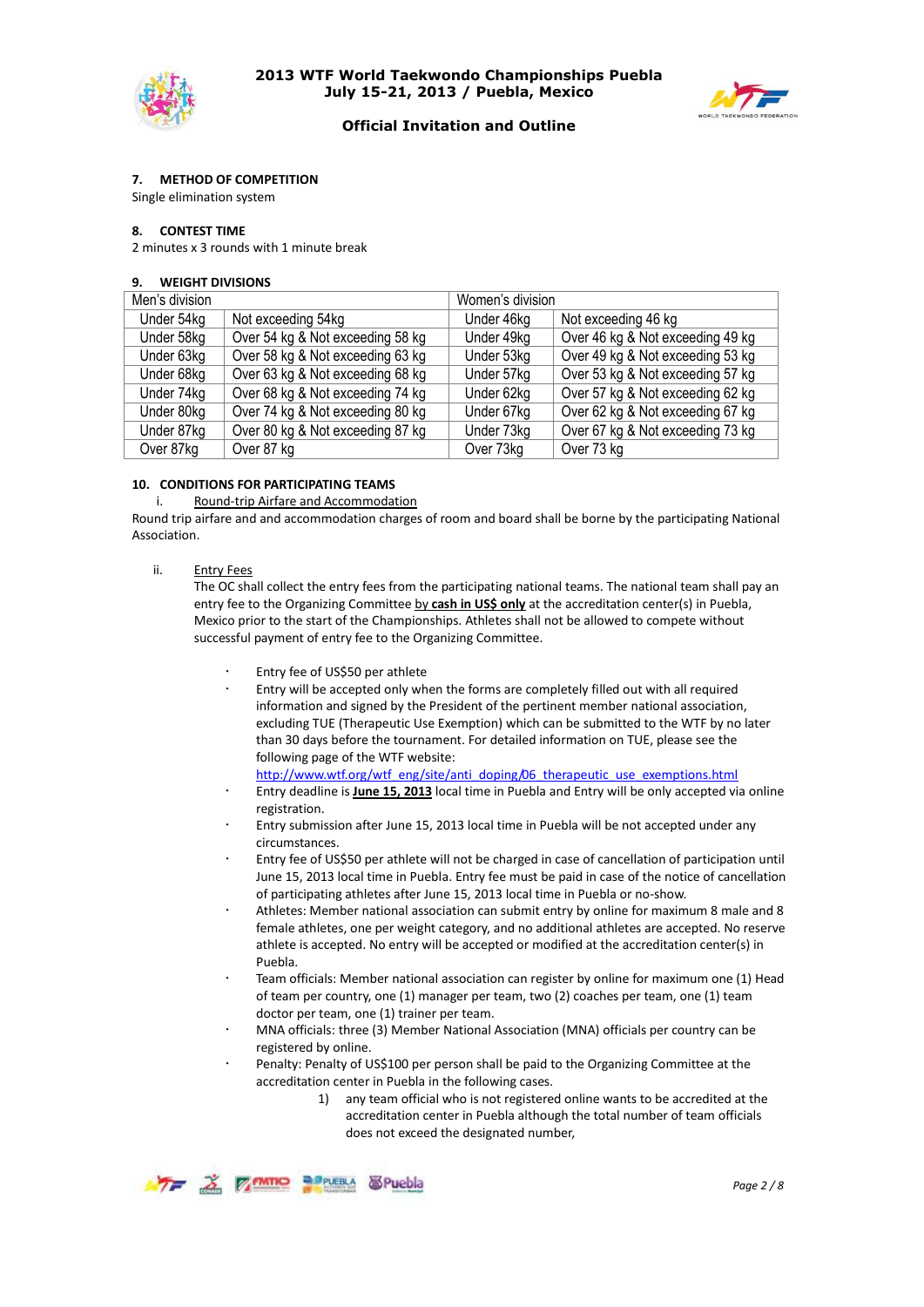### 7. METHOD OF COMPETITION

Single elimination system

### 8. CONTEST TIME

2 minutes x 3 rounds with 1 minute break

### 9. WEIGHT DIVISIONS

| Men's division | | Women's division | |
|---|---|---|---|
| Under 54kg | Not exceeding 54kg | Under 46kg | Not exceeding 46 kg |
| Under 58kg | Over 54 kg & Not exceeding 58 kg | Under 49kg | Over 46 kg & Not exceeding 49 kg |
| Under 63kg | Over 58 kg & Not exceeding 63 kg | Under 53kg | Over 49 kg & Not exceeding 53 kg |
| Under 68kg | Over 63 kg & Not exceeding 68 kg | Under 57kg | Over 53 kg & Not exceeding 57 kg |
| Under 74kg | Over 68 kg & Not exceeding 74 kg | Under 62kg | Over 57 kg & Not exceeding 62 kg |
| Under 80kg | Over 74 kg & Not exceeding 80 kg | Under 67kg | Over 62 kg & Not exceeding 67 kg |
| Under 87kg | Over 80 kg & Not exceeding 87 kg | Under 73kg | Over 67 kg & Not exceeding 73 kg |
| Over 87kg | Over 87 kg | Over 73kg | Over 73 kg |

### 10. CONDITIONS FOR PARTICIPATING TEAMS

i. Round-trip Airfare and Accommodation

Round trip airfare and and accommodation charges of room and board shall be borne by the participating National Association.

ii. Entry Fees

The OC shall collect the entry fees from the participating national teams. The national team shall pay an entry fee to the Organizing Committee by **cash in US$ only** at the accreditation center(s) in Puebla, Mexico prior to the start of the Championships. Athletes shall not be allowed to compete without successful payment of entry fee to the Organizing Committee.

- Entry fee of US$50 per athlete
- Entry will be accepted only when the forms are completely filled out with all required information and signed by the President of the pertinent member national association, excluding TUE (Therapeutic Use Exemption) which can be submitted to the WTF by no later than 30 days before the tournament. For detailed information on TUE, please see the following page of the WTF website: http://www.wtf.org/wtf_eng/site/anti_doping/06_therapeutic_use_exemptions.html
- Entry deadline is **June 15, 2013** local time in Puebla and Entry will be only accepted via online registration.
- Entry submission after June 15, 2013 local time in Puebla will be not accepted under any circumstances.
- Entry fee of US$50 per athlete will not be charged in case of cancellation of participation until June 15, 2013 local time in Puebla. Entry fee must be paid in case of the notice of cancellation of participating athletes after June 15, 2013 local time in Puebla or no-show.
- Athletes: Member national association can submit entry by online for maximum 8 male and 8 female athletes, one per weight category, and no additional athletes are accepted. No reserve athlete is accepted. No entry will be accepted or modified at the accreditation center(s) in Puebla.
- Team officials: Member national association can register by online for maximum one (1) Head of team per country, one (1) manager per team, two (2) coaches per team, one (1) team doctor per team, one (1) trainer per team.
- MNA officials: three (3) Member National Association (MNA) officials per country can be registered by online.
- Penalty: Penalty of US$100 per person shall be paid to the Organizing Committee at the accreditation center in Puebla in the following cases.
  1) any team official who is not registered online wants to be accredited at the accreditation center in Puebla although the total number of team officials does not exceed the designated number,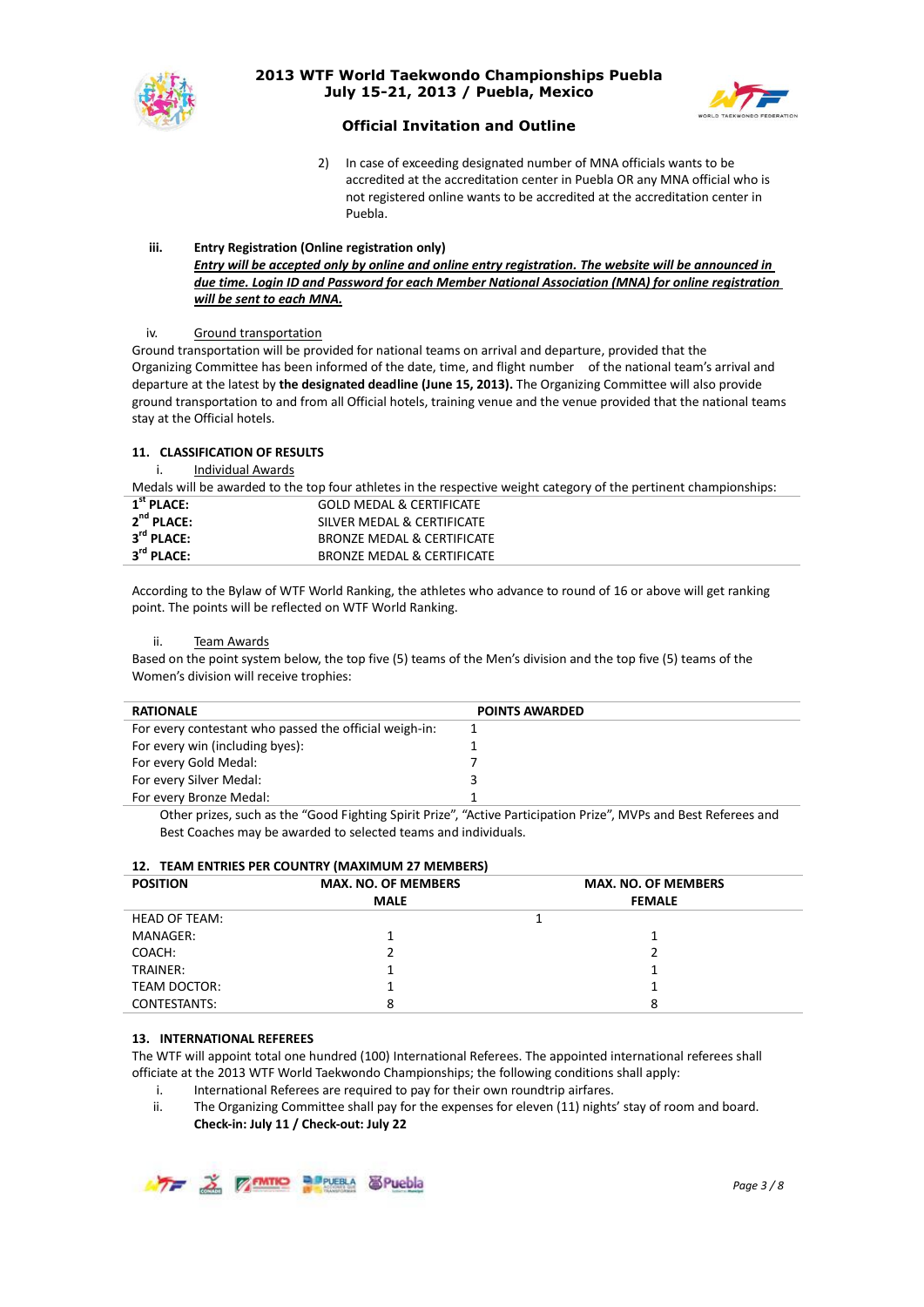2) In case of exceeding designated number of MNA officials wants to be accredited at the accreditation center in Puebla OR any MNA official who is not registered online wants to be accredited at the accreditation center in Puebla.

iii. **Entry Registration (Online registration only)**

***Entry will be accepted only by online and online entry registration. The website will be announced in due time. Login ID and Password for each Member National Association (MNA) for online registration will be sent to each MNA.***

iv. Ground transportation

Ground transportation will be provided for national teams on arrival and departure, provided that the Organizing Committee has been informed of the date, time, and flight number of the national team's arrival and departure at the latest by **the designated deadline (June 15, 2013).** The Organizing Committee will also provide ground transportation to and from all Official hotels, training venue and the venue provided that the national teams stay at the Official hotels.

### 11. CLASSIFICATION OF RESULTS

i. Individual Awards

Medals will be awarded to the top four athletes in the respective weight category of the pertinent championships:

| | |
|---|---|
| **1st PLACE:** | GOLD MEDAL & CERTIFICATE |
| **2nd PLACE:** | SILVER MEDAL & CERTIFICATE |
| **3rd PLACE:** | BRONZE MEDAL & CERTIFICATE |
| **3rd PLACE:** | BRONZE MEDAL & CERTIFICATE |

According to the Bylaw of WTF World Ranking, the athletes who advance to round of 16 or above will get ranking point. The points will be reflected on WTF World Ranking.

ii. Team Awards

Based on the point system below, the top five (5) teams of the Men's division and the top five (5) teams of the Women's division will receive trophies:

| RATIONALE | POINTS AWARDED |
|---|---|
| For every contestant who passed the official weigh-in: | 1 |
| For every win (including byes): | 1 |
| For every Gold Medal: | 7 |
| For every Silver Medal: | 3 |
| For every Bronze Medal: | 1 |

Other prizes, such as the "Good Fighting Spirit Prize", "Active Participation Prize", MVPs and Best Referees and Best Coaches may be awarded to selected teams and individuals.

### 12. TEAM ENTRIES PER COUNTRY (MAXIMUM 27 MEMBERS)

| POSITION | MAX. NO. OF MEMBERS MALE | MAX. NO. OF MEMBERS FEMALE |
|---|---|---|
| HEAD OF TEAM: | 1 | |
| MANAGER: | 1 | 1 |
| COACH: | 2 | 2 |
| TRAINER: | 1 | 1 |
| TEAM DOCTOR: | 1 | 1 |
| CONTESTANTS: | 8 | 8 |

### 13. INTERNATIONAL REFEREES

The WTF will appoint total one hundred (100) International Referees. The appointed international referees shall officiate at the 2013 WTF World Taekwondo Championships; the following conditions shall apply:

i. International Referees are required to pay for their own roundtrip airfares.

ii. The Organizing Committee shall pay for the expenses for eleven (11) nights' stay of room and board. **Check-in: July 11 / Check-out: July 22**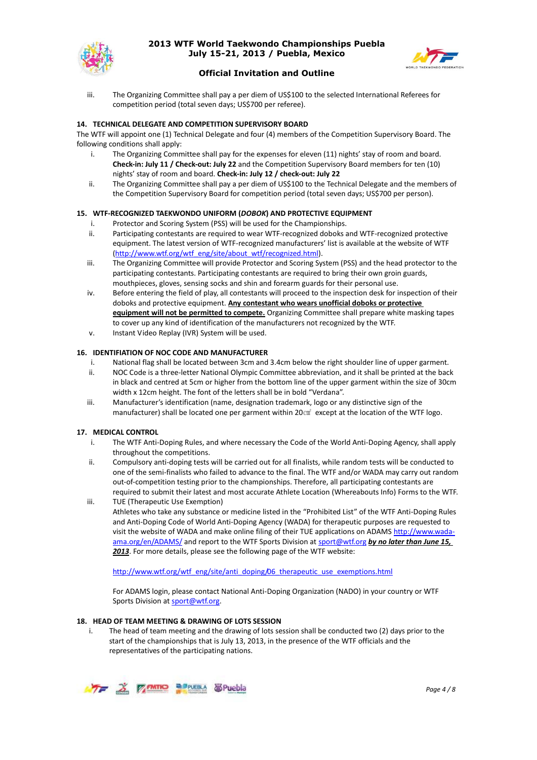iii. The Organizing Committee shall pay a per diem of US$100 to the selected International Referees for competition period (total seven days; US$700 per referee).

### 14. TECHNICAL DELEGATE AND COMPETITION SUPERVISORY BOARD

The WTF will appoint one (1) Technical Delegate and four (4) members of the Competition Supervisory Board. The following conditions shall apply:

i. The Organizing Committee shall pay for the expenses for eleven (11) nights' stay of room and board. **Check-in: July 11 / Check-out: July 22** and the Competition Supervisory Board members for ten (10) nights' stay of room and board. **Check-in: July 12 / check-out: July 22**

ii. The Organizing Committee shall pay a per diem of US$100 to the Technical Delegate and the members of the Competition Supervisory Board for competition period (total seven days; US$700 per person).

### 15. WTF-RECOGNIZED TAEKWONDO UNIFORM (*DOBOK*) AND PROTECTIVE EQUIPMENT

i. Protector and Scoring System (PSS) will be used for the Championships.

ii. Participating contestants are required to wear WTF-recognized doboks and WTF-recognized protective equipment. The latest version of WTF-recognized manufacturers' list is available at the website of WTF (http://www.wtf.org/wtf_eng/site/about_wtf/recognized.html).

iii. The Organizing Committee will provide Protector and Scoring System (PSS) and the head protector to the participating contestants. Participating contestants are required to bring their own groin guards, mouthpieces, gloves, sensing socks and shin and forearm guards for their personal use.

iv. Before entering the field of play, all contestants will proceed to the inspection desk for inspection of their doboks and protective equipment. **Any contestant who wears unofficial doboks or protective equipment will not be permitted to compete.** Organizing Committee shall prepare white masking tapes to cover up any kind of identification of the manufacturers not recognized by the WTF.

v. Instant Video Replay (IVR) System will be used.

### 16. IDENTIFIATION OF NOC CODE AND MANUFACTURER

i. National flag shall be located between 3cm and 3.4cm below the right shoulder line of upper garment.

ii. NOC Code is a three-letter National Olympic Committee abbreviation, and it shall be printed at the back in black and centred at 5cm or higher from the bottom line of the upper garment within the size of 30cm width x 12cm height. The font of the letters shall be in bold "Verdana".

iii. Manufacturer's identification (name, designation trademark, logo or any distinctive sign of the manufacturer) shall be located one per garment within 20㎠ except at the location of the WTF logo.

### 17. MEDICAL CONTROL

i. The WTF Anti-Doping Rules, and where necessary the Code of the World Anti-Doping Agency, shall apply throughout the competitions.

ii. Compulsory anti-doping tests will be carried out for all finalists, while random tests will be conducted to one of the semi-finalists who failed to advance to the final. The WTF and/or WADA may carry out random out-of-competition testing prior to the championships. Therefore, all participating contestants are required to submit their latest and most accurate Athlete Location (Whereabouts Info) Forms to the WTF.

iii. TUE (Therapeutic Use Exemption)

Athletes who take any substance or medicine listed in the "Prohibited List" of the WTF Anti-Doping Rules and Anti-Doping Code of World Anti-Doping Agency (WADA) for therapeutic purposes are requested to visit the website of WADA and make online filing of their TUE applications on ADAMS http://www.wada-ama.org/en/ADAMS/ and report to the WTF Sports Division at sport@wtf.org ***by no later than June 15, 2013***. For more details, please see the following page of the WTF website:

http://www.wtf.org/wtf_eng/site/anti_doping/06_therapeutic_use_exemptions.html

For ADAMS login, please contact National Anti-Doping Organization (NADO) in your country or WTF Sports Division at sport@wtf.org.

### 18. HEAD OF TEAM MEETING & DRAWING OF LOTS SESSION

i. The head of team meeting and the drawing of lots session shall be conducted two (2) days prior to the start of the championships that is July 13, 2013, in the presence of the WTF officials and the representatives of the participating nations.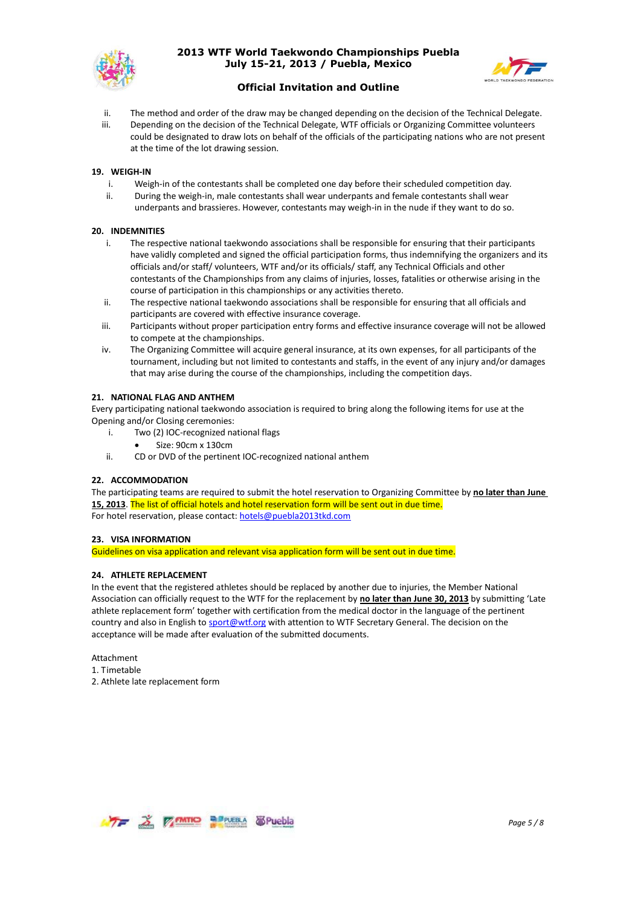ii. The method and order of the draw may be changed depending on the decision of the Technical Delegate.

iii. Depending on the decision of the Technical Delegate, WTF officials or Organizing Committee volunteers could be designated to draw lots on behalf of the officials of the participating nations who are not present at the time of the lot drawing session.

## 19. WEIGH-IN

i. Weigh-in of the contestants shall be completed one day before their scheduled competition day.

ii. During the weigh-in, male contestants shall wear underpants and female contestants shall wear underpants and brassieres. However, contestants may weigh-in in the nude if they want to do so.

## 20. INDEMNITIES

i. The respective national taekwondo associations shall be responsible for ensuring that their participants have validly completed and signed the official participation forms, thus indemnifying the organizers and its officials and/or staff/ volunteers, WTF and/or its officials/ staff, any Technical Officials and other contestants of the Championships from any claims of injuries, losses, fatalities or otherwise arising in the course of participation in this championships or any activities thereto.

ii. The respective national taekwondo associations shall be responsible for ensuring that all officials and participants are covered with effective insurance coverage.

iii. Participants without proper participation entry forms and effective insurance coverage will not be allowed to compete at the championships.

iv. The Organizing Committee will acquire general insurance, at its own expenses, for all participants of the tournament, including but not limited to contestants and staffs, in the event of any injury and/or damages that may arise during the course of the championships, including the competition days.

## 21. NATIONAL FLAG AND ANTHEM

Every participating national taekwondo association is required to bring along the following items for use at the Opening and/or Closing ceremonies:

i. Two (2) IOC-recognized national flags
   - Size: 90cm x 130cm

ii. CD or DVD of the pertinent IOC-recognized national anthem

## 22. ACCOMMODATION

The participating teams are required to submit the hotel reservation to Organizing Committee by **no later than June 15, 2013**. The list of official hotels and hotel reservation form will be sent out in due time.
For hotel reservation, please contact: hotels@puebla2013tkd.com

## 23. VISA INFORMATION

Guidelines on visa application and relevant visa application form will be sent out in due time.

## 24. ATHLETE REPLACEMENT

In the event that the registered athletes should be replaced by another due to injuries, the Member National Association can officially request to the WTF for the replacement by **no later than June 30, 2013** by submitting 'Late athlete replacement form' together with certification from the medical doctor in the language of the pertinent country and also in English to sport@wtf.org with attention to WTF Secretary General. The decision on the acceptance will be made after evaluation of the submitted documents.

Attachment
1. Timetable
2. Athlete late replacement form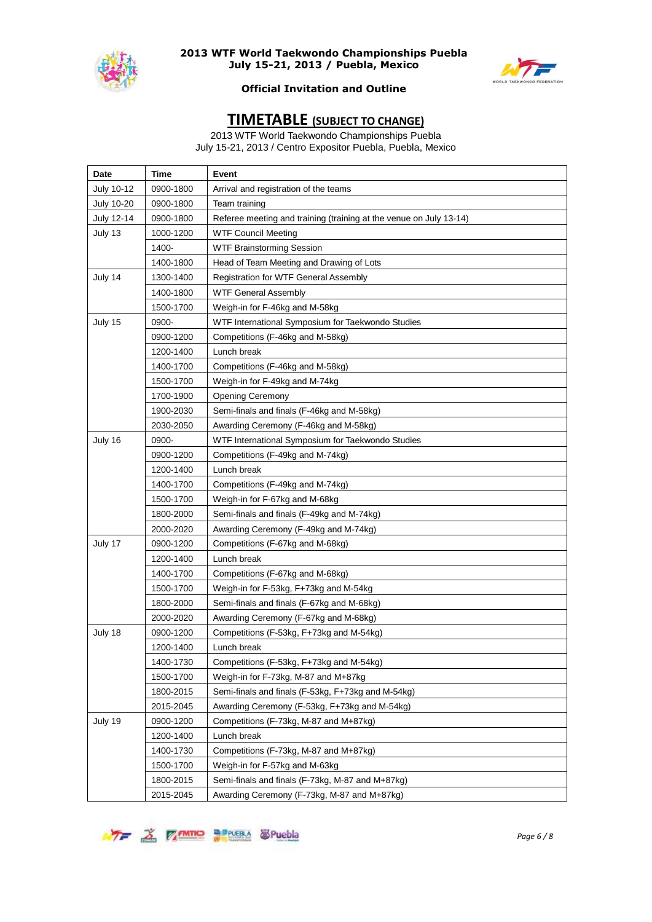# TIMETABLE (SUBJECT TO CHANGE)

2013 WTF World Taekwondo Championships Puebla
July 15-21, 2013 / Centro Expositor Puebla, Puebla, Mexico

| Date | Time | Event |
|---|---|---|
| July 10-12 | 0900-1800 | Arrival and registration of the teams |
| July 10-20 | 0900-1800 | Team training |
| July 12-14 | 0900-1800 | Referee meeting and training (training at the venue on July 13-14) |
| July 13 | 1000-1200 | WTF Council Meeting |
| | 1400- | WTF Brainstorming Session |
| | 1400-1800 | Head of Team Meeting and Drawing of Lots |
| July 14 | 1300-1400 | Registration for WTF General Assembly |
| | 1400-1800 | WTF General Assembly |
| | 1500-1700 | Weigh-in for F-46kg and M-58kg |
| July 15 | 0900- | WTF International Symposium for Taekwondo Studies |
| | 0900-1200 | Competitions (F-46kg and M-58kg) |
| | 1200-1400 | Lunch break |
| | 1400-1700 | Competitions (F-46kg and M-58kg) |
| | 1500-1700 | Weigh-in for F-49kg and M-74kg |
| | 1700-1900 | Opening Ceremony |
| | 1900-2030 | Semi-finals and finals (F-46kg and M-58kg) |
| | 2030-2050 | Awarding Ceremony (F-46kg and M-58kg) |
| July 16 | 0900- | WTF International Symposium for Taekwondo Studies |
| | 0900-1200 | Competitions (F-49kg and M-74kg) |
| | 1200-1400 | Lunch break |
| | 1400-1700 | Competitions (F-49kg and M-74kg) |
| | 1500-1700 | Weigh-in for F-67kg and M-68kg |
| | 1800-2000 | Semi-finals and finals (F-49kg and M-74kg) |
| | 2000-2020 | Awarding Ceremony (F-49kg and M-74kg) |
| July 17 | 0900-1200 | Competitions (F-67kg and M-68kg) |
| | 1200-1400 | Lunch break |
| | 1400-1700 | Competitions (F-67kg and M-68kg) |
| | 1500-1700 | Weigh-in for F-53kg, F+73kg and M-54kg |
| | 1800-2000 | Semi-finals and finals (F-67kg and M-68kg) |
| | 2000-2020 | Awarding Ceremony (F-67kg and M-68kg) |
| July 18 | 0900-1200 | Competitions (F-53kg, F+73kg and M-54kg) |
| | 1200-1400 | Lunch break |
| | 1400-1730 | Competitions (F-53kg, F+73kg and M-54kg) |
| | 1500-1700 | Weigh-in for F-73kg, M-87 and M+87kg |
| | 1800-2015 | Semi-finals and finals (F-53kg, F+73kg and M-54kg) |
| | 2015-2045 | Awarding Ceremony (F-53kg, F+73kg and M-54kg) |
| July 19 | 0900-1200 | Competitions (F-73kg, M-87 and M+87kg) |
| | 1200-1400 | Lunch break |
| | 1400-1730 | Competitions (F-73kg, M-87 and M+87kg) |
| | 1500-1700 | Weigh-in for F-57kg and M-63kg |
| | 1800-2015 | Semi-finals and finals (F-73kg, M-87 and M+87kg) |
| | 2015-2045 | Awarding Ceremony (F-73kg, M-87 and M+87kg) |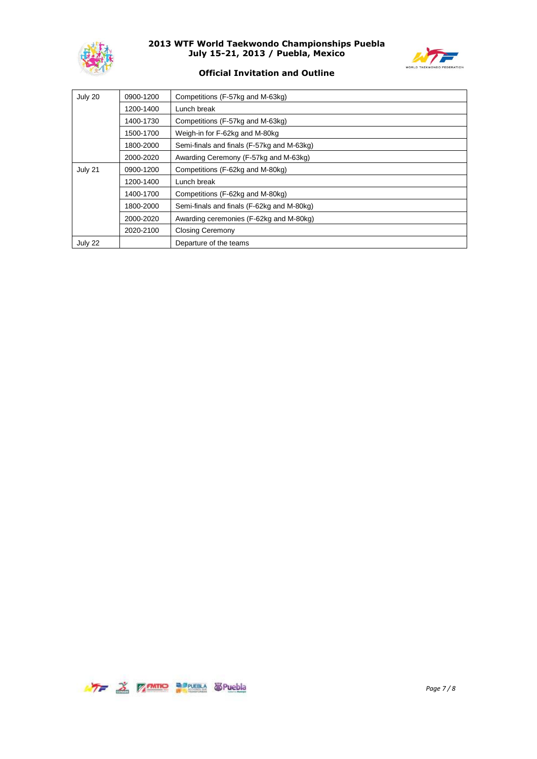| July 20 | 0900-1200 | Competitions (F-57kg and M-63kg) |
|---|---|---|
| | 1200-1400 | Lunch break |
| | 1400-1730 | Competitions (F-57kg and M-63kg) |
| | 1500-1700 | Weigh-in for F-62kg and M-80kg |
| | 1800-2000 | Semi-finals and finals (F-57kg and M-63kg) |
| | 2000-2020 | Awarding Ceremony (F-57kg and M-63kg) |
| July 21 | 0900-1200 | Competitions (F-62kg and M-80kg) |
| | 1200-1400 | Lunch break |
| | 1400-1700 | Competitions (F-62kg and M-80kg) |
| | 1800-2000 | Semi-finals and finals (F-62kg and M-80kg) |
| | 2000-2020 | Awarding ceremonies (F-62kg and M-80kg) |
| | 2020-2100 | Closing Ceremony |
| July 22 | | Departure of the teams |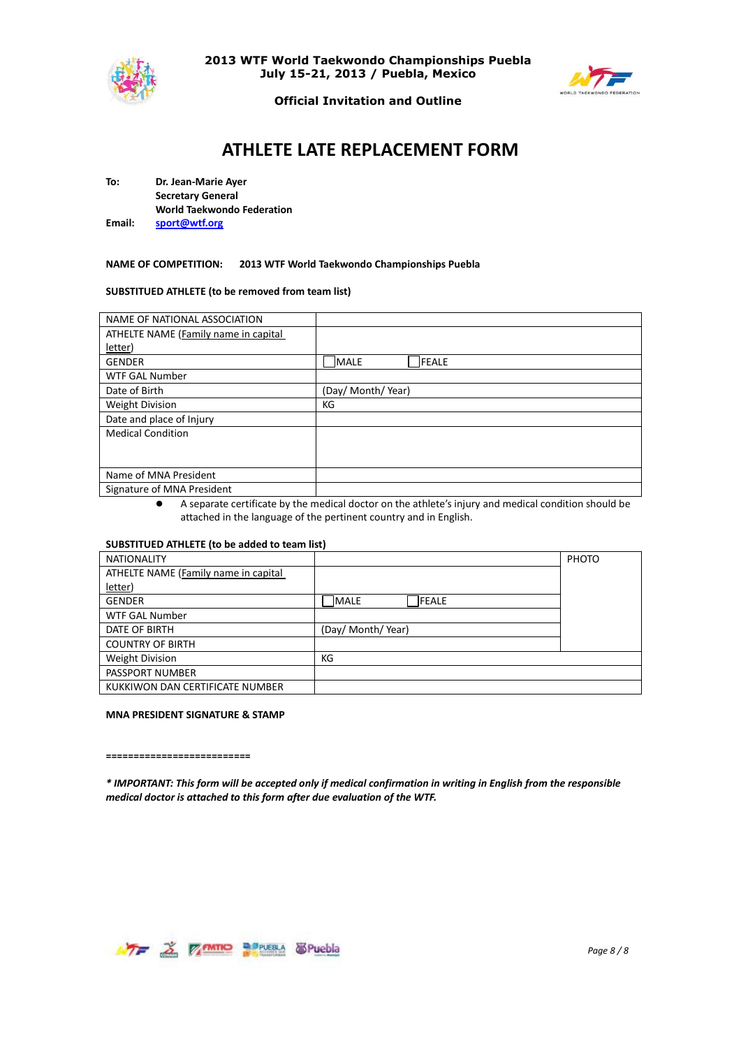# ATHLETE LATE REPLACEMENT FORM

**To:** **Dr. Jean-Marie Ayer**
**Secretary General**
**World Taekwondo Federation**
**Email:** **sport@wtf.org**

**NAME OF COMPETITION:** **2013 WTF World Taekwondo Championships Puebla**

**SUBSTITUED ATHLETE (to be removed from team list)**

| | |
|---|---|
| NAME OF NATIONAL ASSOCIATION | |
| ATHELTE NAME (Family name in capital letter) | |
| GENDER | ☐MALE ☐FEALE |
| WTF GAL Number | |
| Date of Birth | (Day/ Month/ Year) |
| Weight Division | KG |
| Date and place of Injury | |
| Medical Condition | |
| Name of MNA President | |
| Signature of MNA President | |

- A separate certificate by the medical doctor on the athlete's injury and medical condition should be attached in the language of the pertinent country and in English.

**SUBSTITUED ATHLETE (to be added to team list)**

| | | |
|---|---|---|
| NATIONALITY | | PHOTO |
| ATHELTE NAME (Family name in capital letter) | | |
| GENDER | ☐MALE ☐FEALE | |
| WTF GAL Number | | |
| DATE OF BIRTH | (Day/ Month/ Year) | |
| COUNTRY OF BIRTH | | |
| Weight Division | KG | |
| PASSPORT NUMBER | | |
| KUKKIWON DAN CERTIFICATE NUMBER | | |

**MNA PRESIDENT SIGNATURE & STAMP**

**=========================**

***\* IMPORTANT: This form will be accepted only if medical confirmation in writing in English from the responsible medical doctor is attached to this form after due evaluation of the WTF.***